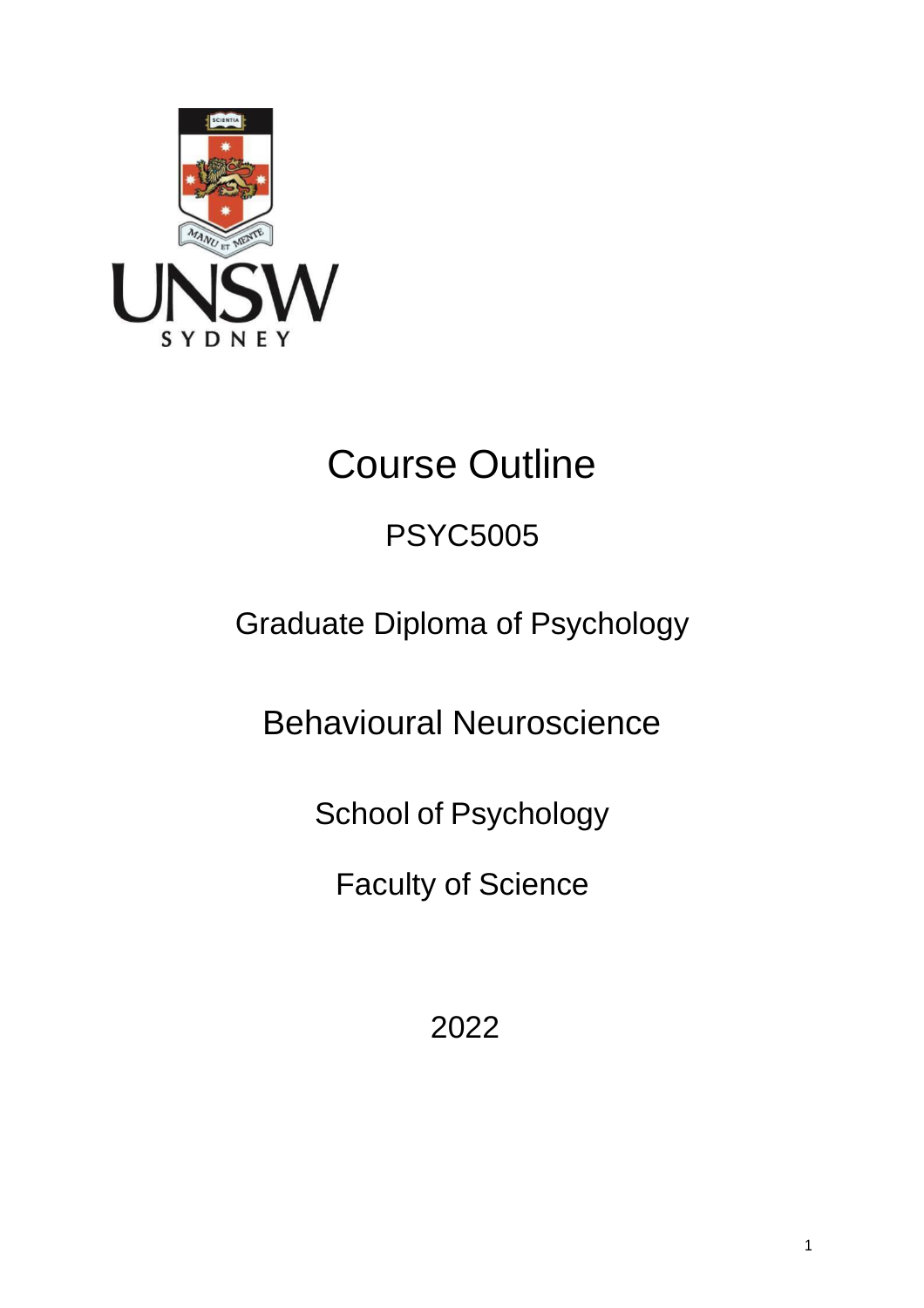# Course Outline

## PSYC5005

## Graduate Diploma of Psychology

## Behavioural Neuroscience

School of Psychology

Faculty of Science

2022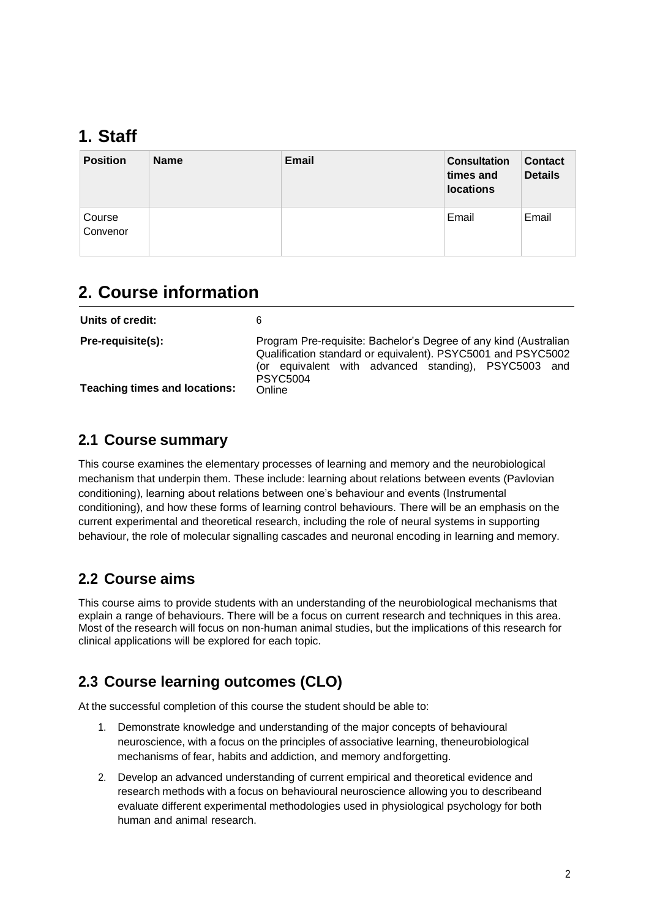# 1. Staff

| Position | Name | Email | Consultation times and locations | Contact Details |
|---|---|---|---|---|
| Course Convenor | | | Email | Email |

# 2. Course information

| | |
|---|---|
| **Units of credit:** | 6 |
| **Pre-requisite(s):** | Program Pre-requisite: Bachelor's Degree of any kind (Australian Qualification standard or equivalent). PSYC5001 and PSYC5002 (or equivalent with advanced standing), PSYC5003 and PSYC5004 |
| **Teaching times and locations:** | Online |

## 2.1 Course summary

This course examines the elementary processes of learning and memory and the neurobiological mechanism that underpin them. These include: learning about relations between events (Pavlovian conditioning), learning about relations between one's behaviour and events (Instrumental conditioning), and how these forms of learning control behaviours. There will be an emphasis on the current experimental and theoretical research, including the role of neural systems in supporting behaviour, the role of molecular signalling cascades and neuronal encoding in learning and memory.

## 2.2 Course aims

This course aims to provide students with an understanding of the neurobiological mechanisms that explain a range of behaviours. There will be a focus on current research and techniques in this area. Most of the research will focus on non-human animal studies, but the implications of this research for clinical applications will be explored for each topic.

## 2.3 Course learning outcomes (CLO)

At the successful completion of this course the student should be able to:

1. Demonstrate knowledge and understanding of the major concepts of behavioural neuroscience, with a focus on the principles of associative learning, theneurobiological mechanisms of fear, habits and addiction, and memory andforgetting.
2. Develop an advanced understanding of current empirical and theoretical evidence and research methods with a focus on behavioural neuroscience allowing you to describeand evaluate different experimental methodologies used in physiological psychology for both human and animal research.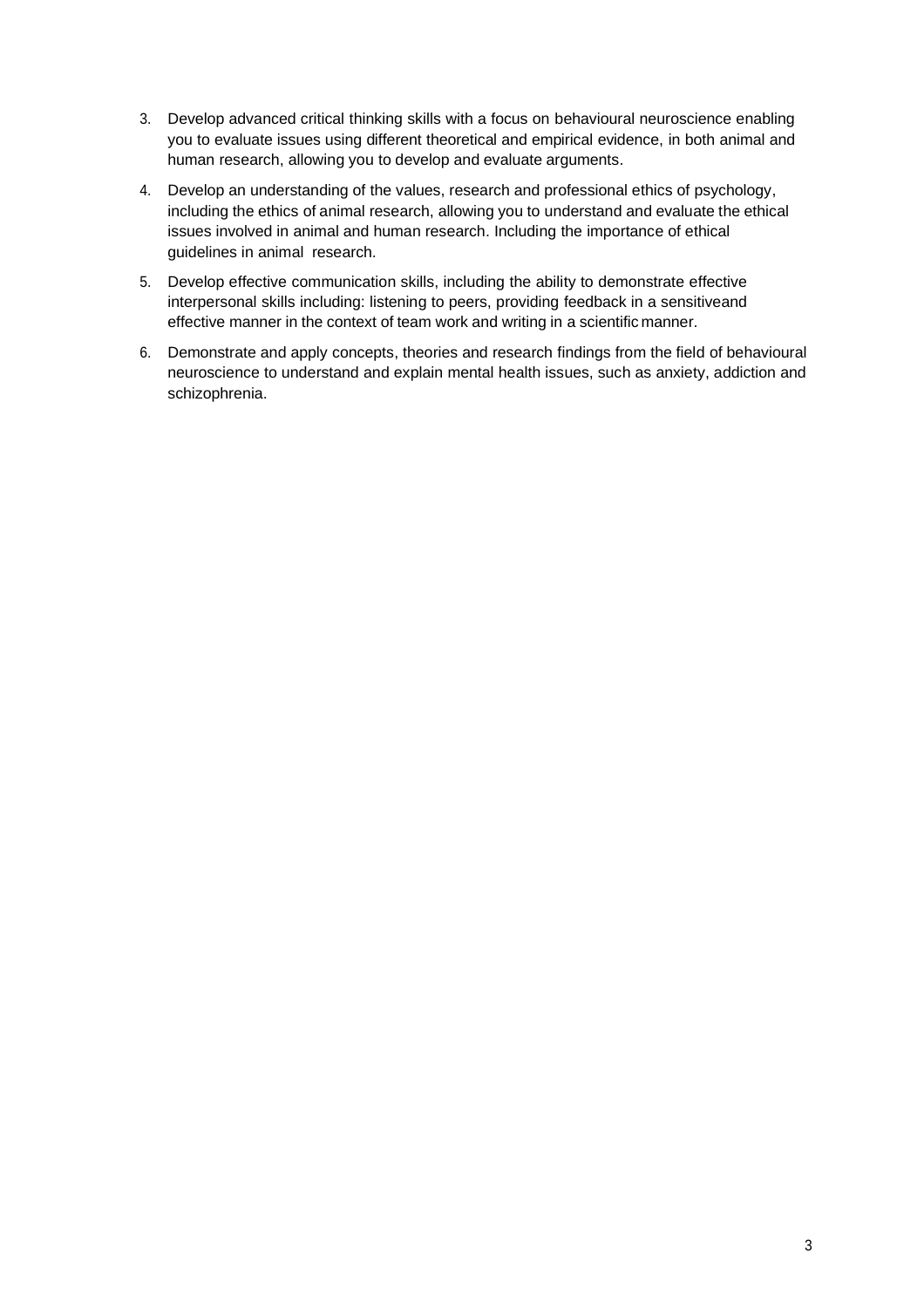3. Develop advanced critical thinking skills with a focus on behavioural neuroscience enabling you to evaluate issues using different theoretical and empirical evidence, in both animal and human research, allowing you to develop and evaluate arguments.
4. Develop an understanding of the values, research and professional ethics of psychology, including the ethics of animal research, allowing you to understand and evaluate the ethical issues involved in animal and human research. Including the importance of ethical guidelines in animal research.
5. Develop effective communication skills, including the ability to demonstrate effective interpersonal skills including: listening to peers, providing feedback in a sensitiveand effective manner in the context of team work and writing in a scientific manner.
6. Demonstrate and apply concepts, theories and research findings from the field of behavioural neuroscience to understand and explain mental health issues, such as anxiety, addiction and schizophrenia.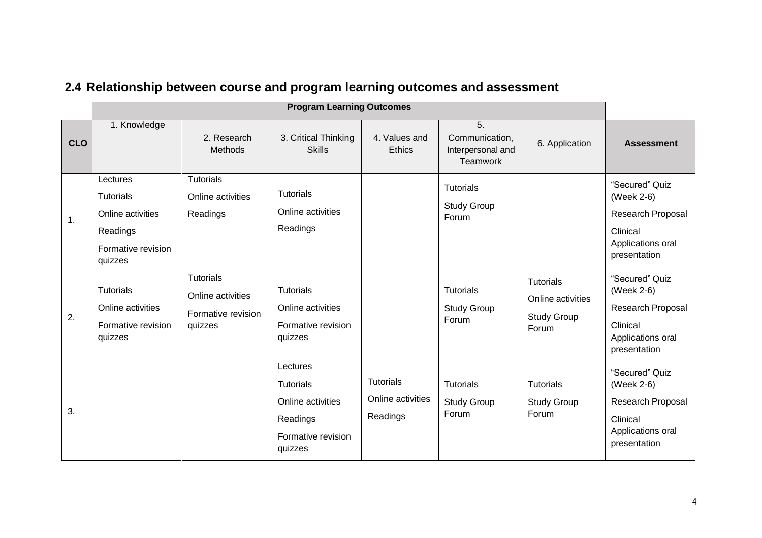## 2.4 Relationship between course and program learning outcomes and assessment

| | Program Learning Outcomes | | | | | | |
|---|---|---|---|---|---|---|---|
| **CLO** | 1. Knowledge | 2. Research Methods | 3. Critical Thinking Skills | 4. Values and Ethics | 5. Communication, Interpersonal and Teamwork | 6. Application | **Assessment** |
| 1. | Lectures<br>Tutorials<br>Online activities<br>Readings<br>Formative revision quizzes | Tutorials<br>Online activities<br>Readings | Tutorials<br>Online activities<br>Readings | | Tutorials<br>Study Group Forum | | "Secured" Quiz (Week 2-6)<br>Research Proposal<br>Clinical Applications oral presentation |
| 2. | Tutorials<br>Online activities<br>Formative revision quizzes | Tutorials<br>Online activities<br>Formative revision quizzes | Tutorials<br>Online activities<br>Formative revision quizzes | | Tutorials<br>Study Group Forum | Tutorials<br>Online activities<br>Study Group Forum | "Secured" Quiz (Week 2-6)<br>Research Proposal<br>Clinical Applications oral presentation |
| 3. | | | Lectures<br>Tutorials<br>Online activities<br>Readings<br>Formative revision quizzes | Tutorials<br>Online activities<br>Readings | Tutorials<br>Study Group Forum | Tutorials<br>Study Group Forum | "Secured" Quiz (Week 2-6)<br>Research Proposal<br>Clinical Applications oral presentation |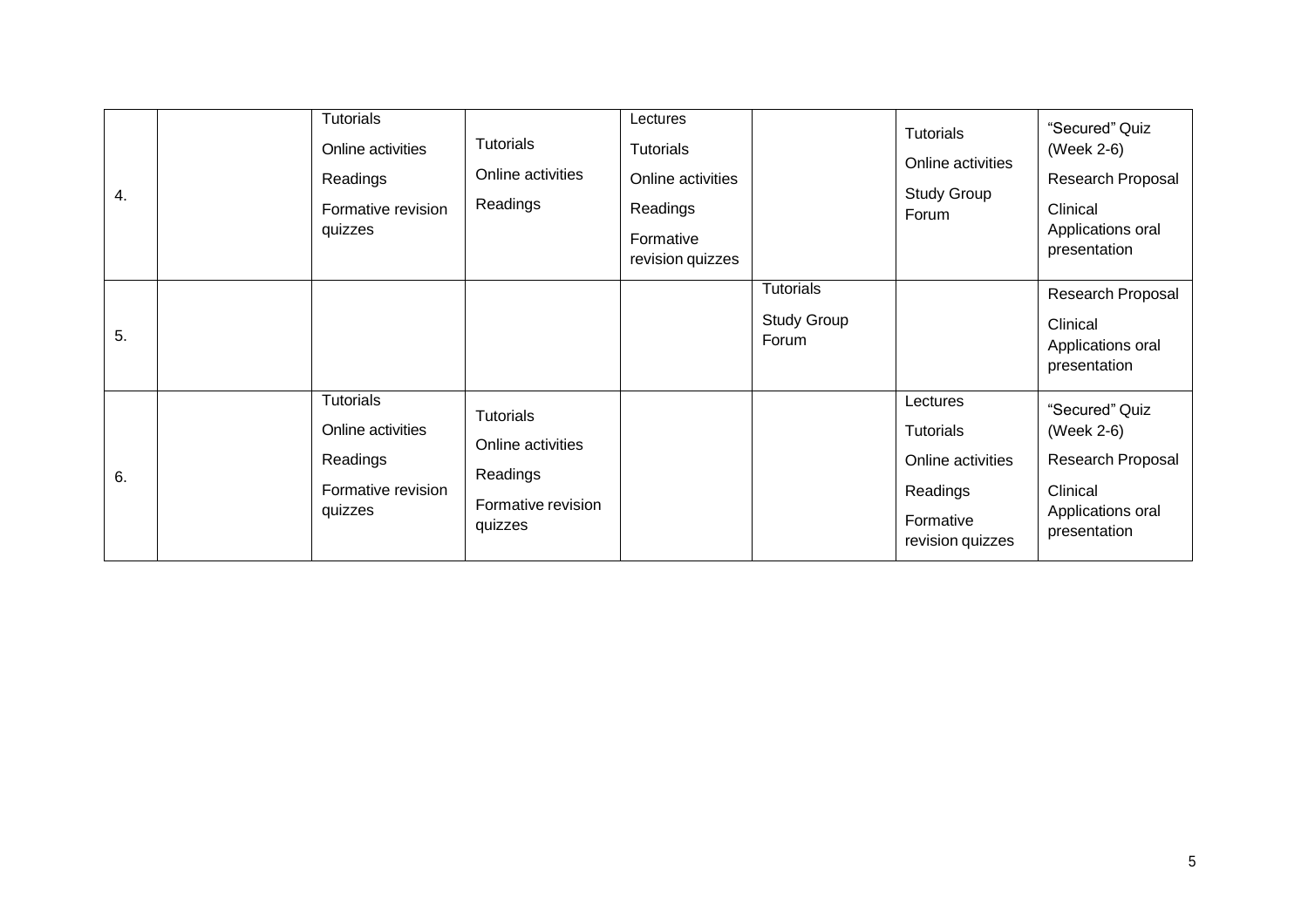| | | | | | | | |
|---|---|---|---|---|---|---|---|
| 4. | | Tutorials<br>Online activities<br>Readings<br>Formative revision quizzes | Tutorials<br>Online activities<br>Readings | Lectures<br>Tutorials<br>Online activities<br>Readings<br>Formative revision quizzes | | Tutorials<br>Online activities<br>Study Group Forum | “Secured” Quiz (Week 2-6)<br>Research Proposal<br>Clinical Applications oral presentation |
| 5. | | | | | Tutorials<br>Study Group Forum | | Research Proposal<br>Clinical Applications oral presentation |
| 6. | | Tutorials<br>Online activities<br>Readings<br>Formative revision quizzes | Tutorials<br>Online activities<br>Readings<br>Formative revision quizzes | | | Lectures<br>Tutorials<br>Online activities<br>Readings<br>Formative revision quizzes | “Secured” Quiz (Week 2-6)<br>Research Proposal<br>Clinical Applications oral presentation |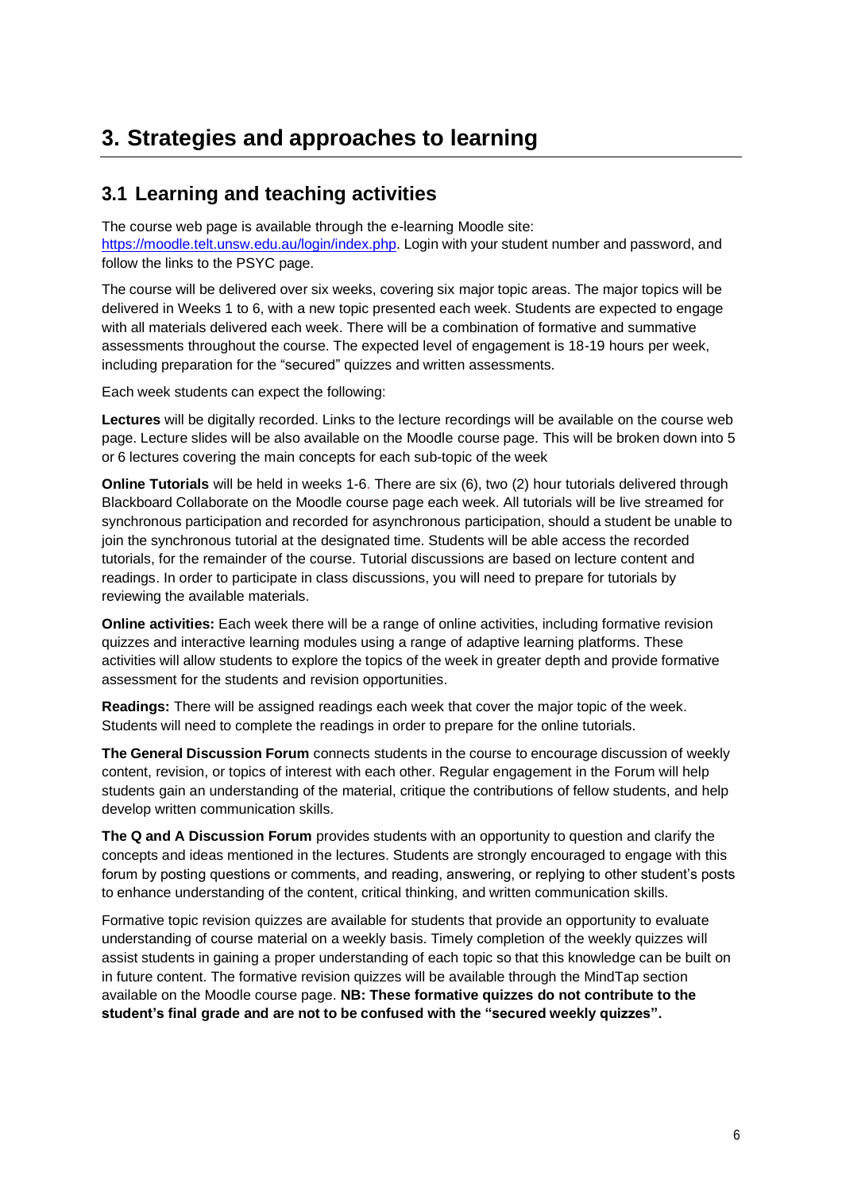# 3. Strategies and approaches to learning

## 3.1 Learning and teaching activities

The course web page is available through the e-learning Moodle site: https://moodle.telt.unsw.edu.au/login/index.php. Login with your student number and password, and follow the links to the PSYC page.

The course will be delivered over six weeks, covering six major topic areas. The major topics will be delivered in Weeks 1 to 6, with a new topic presented each week. Students are expected to engage with all materials delivered each week. There will be a combination of formative and summative assessments throughout the course. The expected level of engagement is 18-19 hours per week, including preparation for the "secured" quizzes and written assessments.

Each week students can expect the following:

**Lectures** will be digitally recorded. Links to the lecture recordings will be available on the course web page. Lecture slides will be also available on the Moodle course page. This will be broken down into 5 or 6 lectures covering the main concepts for each sub-topic of the week

**Online Tutorials** will be held in weeks 1-6. There are six (6), two (2) hour tutorials delivered through Blackboard Collaborate on the Moodle course page each week. All tutorials will be live streamed for synchronous participation and recorded for asynchronous participation, should a student be unable to join the synchronous tutorial at the designated time. Students will be able access the recorded tutorials, for the remainder of the course. Tutorial discussions are based on lecture content and readings. In order to participate in class discussions, you will need to prepare for tutorials by reviewing the available materials.

**Online activities:** Each week there will be a range of online activities, including formative revision quizzes and interactive learning modules using a range of adaptive learning platforms. These activities will allow students to explore the topics of the week in greater depth and provide formative assessment for the students and revision opportunities.

**Readings:** There will be assigned readings each week that cover the major topic of the week. Students will need to complete the readings in order to prepare for the online tutorials.

**The General Discussion Forum** connects students in the course to encourage discussion of weekly content, revision, or topics of interest with each other. Regular engagement in the Forum will help students gain an understanding of the material, critique the contributions of fellow students, and help develop written communication skills.

**The Q and A Discussion Forum** provides students with an opportunity to question and clarify the concepts and ideas mentioned in the lectures. Students are strongly encouraged to engage with this forum by posting questions or comments, and reading, answering, or replying to other student's posts to enhance understanding of the content, critical thinking, and written communication skills.

Formative topic revision quizzes are available for students that provide an opportunity to evaluate understanding of course material on a weekly basis. Timely completion of the weekly quizzes will assist students in gaining a proper understanding of each topic so that this knowledge can be built on in future content. The formative revision quizzes will be available through the MindTap section available on the Moodle course page. **NB: These formative quizzes do not contribute to the student's final grade and are not to be confused with the "secured weekly quizzes".**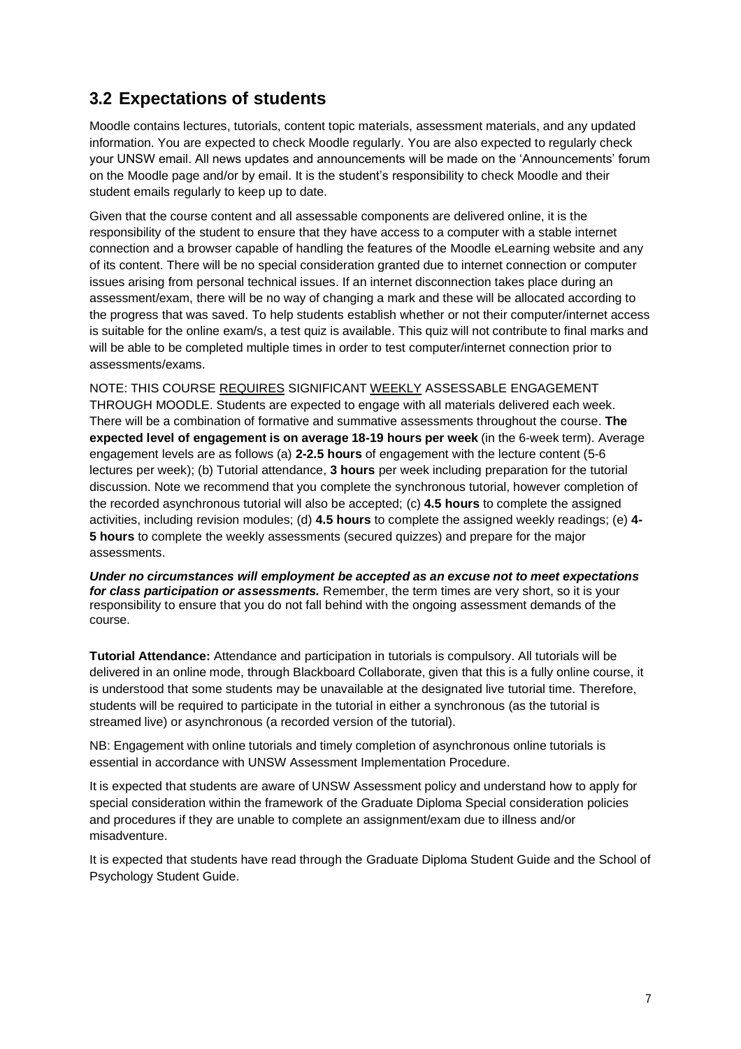## 3.2 Expectations of students

Moodle contains lectures, tutorials, content topic materials, assessment materials, and any updated information. You are expected to check Moodle regularly. You are also expected to regularly check your UNSW email. All news updates and announcements will be made on the 'Announcements' forum on the Moodle page and/or by email. It is the student's responsibility to check Moodle and their student emails regularly to keep up to date.

Given that the course content and all assessable components are delivered online, it is the responsibility of the student to ensure that they have access to a computer with a stable internet connection and a browser capable of handling the features of the Moodle eLearning website and any of its content. There will be no special consideration granted due to internet connection or computer issues arising from personal technical issues. If an internet disconnection takes place during an assessment/exam, there will be no way of changing a mark and these will be allocated according to the progress that was saved. To help students establish whether or not their computer/internet access is suitable for the online exam/s, a test quiz is available. This quiz will not contribute to final marks and will be able to be completed multiple times in order to test computer/internet connection prior to assessments/exams.

NOTE: THIS COURSE <u>REQUIRES</u> SIGNIFICANT <u>WEEKLY</u> ASSESSABLE ENGAGEMENT THROUGH MOODLE. Students are expected to engage with all materials delivered each week. There will be a combination of formative and summative assessments throughout the course. **The expected level of engagement is on average 18-19 hours per week** (in the 6-week term). Average engagement levels are as follows (a) **2-2.5 hours** of engagement with the lecture content (5-6 lectures per week); (b) Tutorial attendance, **3 hours** per week including preparation for the tutorial discussion. Note we recommend that you complete the synchronous tutorial, however completion of the recorded asynchronous tutorial will also be accepted; (c) **4.5 hours** to complete the assigned activities, including revision modules; (d) **4.5 hours** to complete the assigned weekly readings; (e) **4-5 hours** to complete the weekly assessments (secured quizzes) and prepare for the major assessments.

***Under no circumstances will employment be accepted as an excuse not to meet expectations for class participation or assessments.*** Remember, the term times are very short, so it is your responsibility to ensure that you do not fall behind with the ongoing assessment demands of the course.

**Tutorial Attendance:** Attendance and participation in tutorials is compulsory. All tutorials will be delivered in an online mode, through Blackboard Collaborate, given that this is a fully online course, it is understood that some students may be unavailable at the designated live tutorial time. Therefore, students will be required to participate in the tutorial in either a synchronous (as the tutorial is streamed live) or asynchronous (a recorded version of the tutorial).

NB: Engagement with online tutorials and timely completion of asynchronous online tutorials is essential in accordance with UNSW Assessment Implementation Procedure.

It is expected that students are aware of UNSW Assessment policy and understand how to apply for special consideration within the framework of the Graduate Diploma Special consideration policies and procedures if they are unable to complete an assignment/exam due to illness and/or misadventure.

It is expected that students have read through the Graduate Diploma Student Guide and the School of Psychology Student Guide.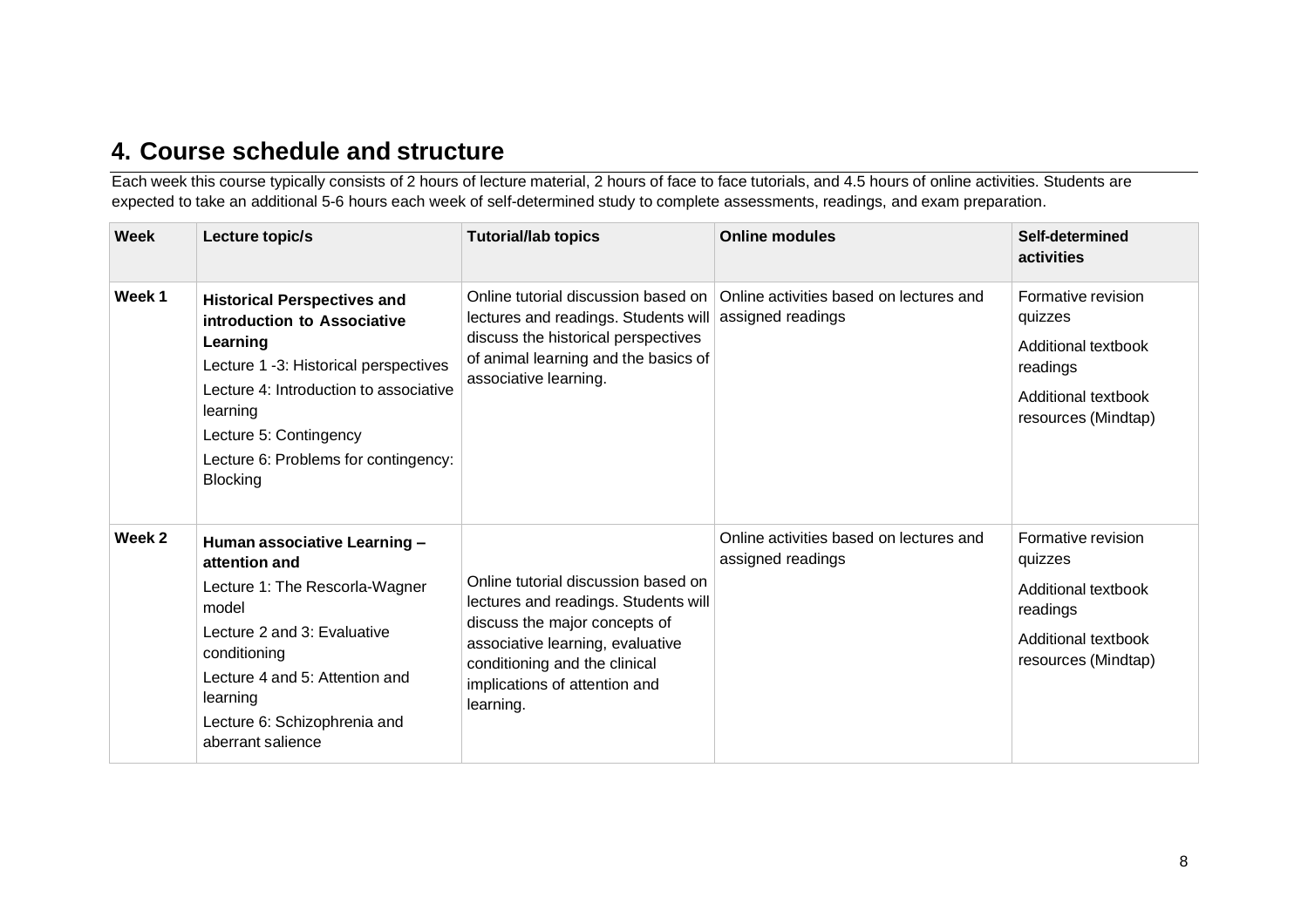## 4. Course schedule and structure

Each week this course typically consists of 2 hours of lecture material, 2 hours of face to face tutorials, and 4.5 hours of online activities. Students are expected to take an additional 5-6 hours each week of self-determined study to complete assessments, readings, and exam preparation.

| Week | Lecture topic/s | Tutorial/lab topics | Online modules | Self-determined activities |
|---|---|---|---|---|
| Week 1 | **Historical Perspectives and introduction to Associative Learning**<br>Lecture 1 -3: Historical perspectives<br>Lecture 4: Introduction to associative learning<br>Lecture 5: Contingency<br>Lecture 6: Problems for contingency: Blocking | Online tutorial discussion based on lectures and readings. Students will discuss the historical perspectives of animal learning and the basics of associative learning. | Online activities based on lectures and assigned readings | Formative revision quizzes<br>Additional textbook readings<br>Additional textbook resources (Mindtap) |
| Week 2 | **Human associative Learning – attention and**<br>Lecture 1: The Rescorla-Wagner model<br>Lecture 2 and 3: Evaluative conditioning<br>Lecture 4 and 5: Attention and learning<br>Lecture 6: Schizophrenia and aberrant salience | Online tutorial discussion based on lectures and readings. Students will discuss the major concepts of associative learning, evaluative conditioning and the clinical implications of attention and learning. | Online activities based on lectures and assigned readings | Formative revision quizzes<br>Additional textbook readings<br>Additional textbook resources (Mindtap) |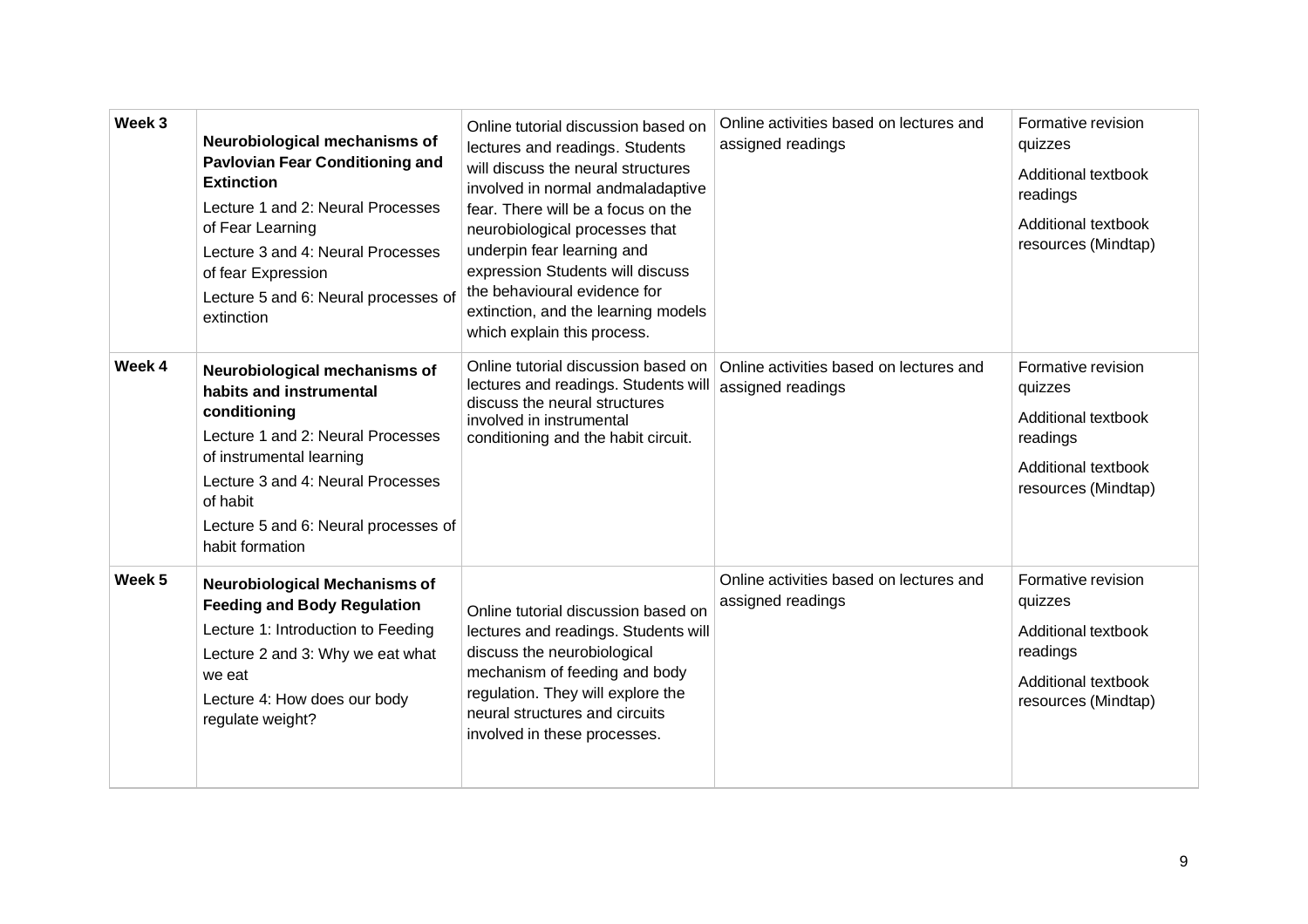| **Week 3** | **Neurobiological mechanisms of Pavlovian Fear Conditioning and Extinction**<br>Lecture 1 and 2: Neural Processes of Fear Learning<br>Lecture 3 and 4: Neural Processes of fear Expression<br>Lecture 5 and 6: Neural processes of extinction | Online tutorial discussion based on lectures and readings. Students will discuss the neural structures involved in normal andmaladaptive fear. There will be a focus on the neurobiological processes that underpin fear learning and expression Students will discuss the behavioural evidence for extinction, and the learning models which explain this process. | Online activities based on lectures and assigned readings | Formative revision quizzes<br>Additional textbook readings<br>Additional textbook resources (Mindtap) |
|---|---|---|---|---|
| **Week 4** | **Neurobiological mechanisms of habits and instrumental conditioning**<br>Lecture 1 and 2: Neural Processes of instrumental learning<br>Lecture 3 and 4: Neural Processes of habit<br>Lecture 5 and 6: Neural processes of habit formation | Online tutorial discussion based on lectures and readings. Students will discuss the neural structures involved in instrumental conditioning and the habit circuit. | Online activities based on lectures and assigned readings | Formative revision quizzes<br>Additional textbook readings<br>Additional textbook resources (Mindtap) |
| **Week 5** | **Neurobiological Mechanisms of Feeding and Body Regulation**<br>Lecture 1: Introduction to Feeding<br>Lecture 2 and 3: Why we eat what we eat<br>Lecture 4: How does our body regulate weight? | Online tutorial discussion based on lectures and readings. Students will discuss the neurobiological mechanism of feeding and body regulation. They will explore the neural structures and circuits involved in these processes. | Online activities based on lectures and assigned readings | Formative revision quizzes<br>Additional textbook readings<br>Additional textbook resources (Mindtap) |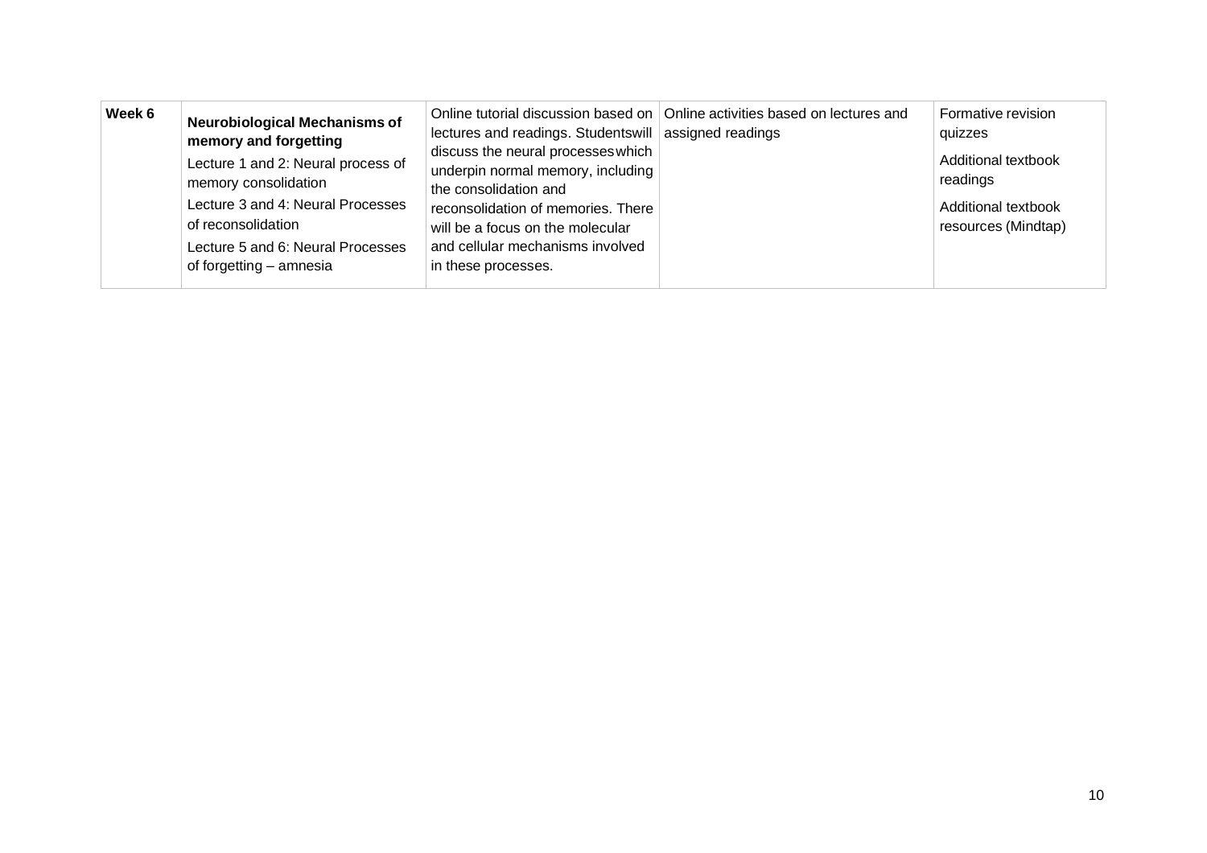| Week 6 | **Neurobiological Mechanisms of memory and forgetting**<br>Lecture 1 and 2: Neural process of memory consolidation<br>Lecture 3 and 4: Neural Processes of reconsolidation<br>Lecture 5 and 6: Neural Processes of forgetting – amnesia | Online tutorial discussion based on lectures and readings. Studentswill discuss the neural processeswhich underpin normal memory, including the consolidation and reconsolidation of memories. There will be a focus on the molecular and cellular mechanisms involved in these processes. | Online activities based on lectures and assigned readings | Formative revision quizzes<br>Additional textbook readings<br>Additional textbook resources (Mindtap) |
|---|---|---|---|---|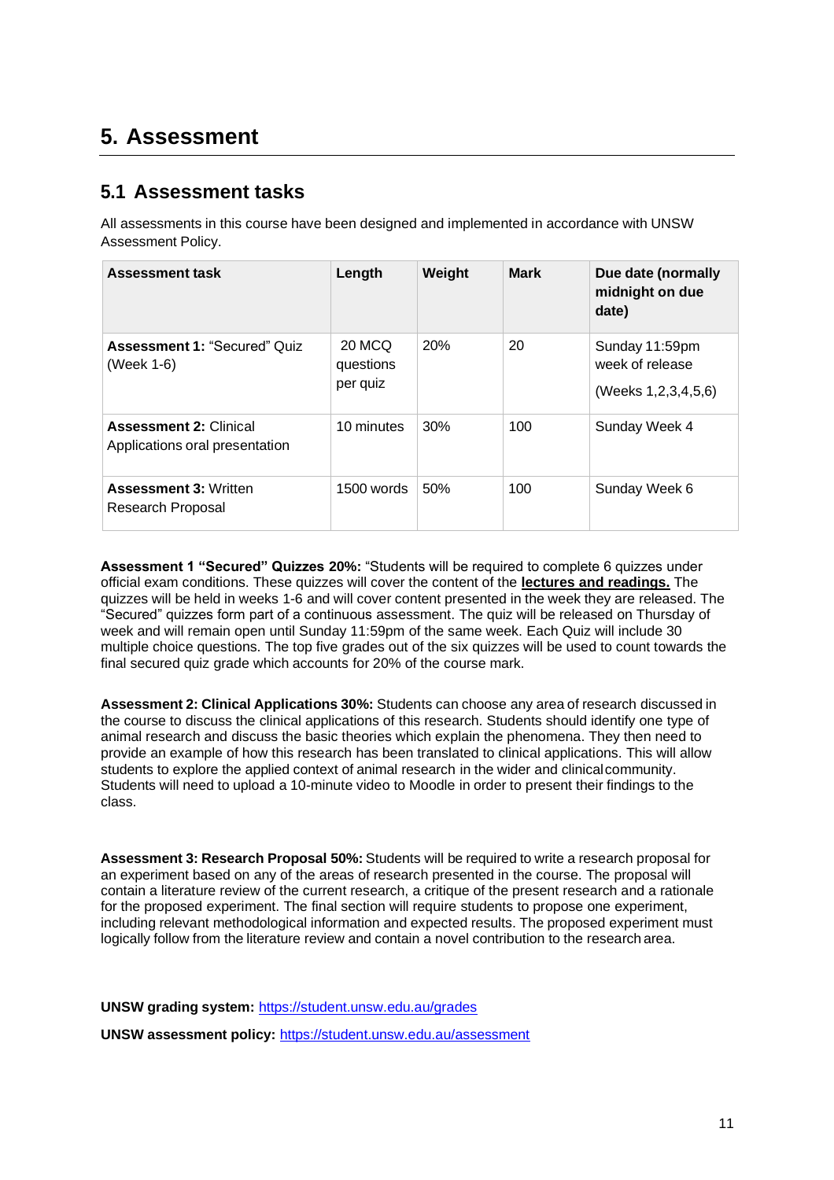# 5. Assessment

## 5.1 Assessment tasks

All assessments in this course have been designed and implemented in accordance with UNSW Assessment Policy.

| Assessment task | Length | Weight | Mark | Due date (normally midnight on due date) |
| --- | --- | --- | --- | --- |
| **Assessment 1:** "Secured" Quiz (Week 1-6) | 20 MCQ questions per quiz | 20% | 20 | Sunday 11:59pm week of release (Weeks 1,2,3,4,5,6) |
| **Assessment 2:** Clinical Applications oral presentation | 10 minutes | 30% | 100 | Sunday Week 4 |
| **Assessment 3:** Written Research Proposal | 1500 words | 50% | 100 | Sunday Week 6 |

**Assessment 1 "Secured" Quizzes 20%:** "Students will be required to complete 6 quizzes under official exam conditions. These quizzes will cover the content of the **lectures and readings.** The quizzes will be held in weeks 1-6 and will cover content presented in the week they are released. The "Secured" quizzes form part of a continuous assessment. The quiz will be released on Thursday of week and will remain open until Sunday 11:59pm of the same week. Each Quiz will include 30 multiple choice questions. The top five grades out of the six quizzes will be used to count towards the final secured quiz grade which accounts for 20% of the course mark.

**Assessment 2: Clinical Applications 30%:** Students can choose any area of research discussed in the course to discuss the clinical applications of this research. Students should identify one type of animal research and discuss the basic theories which explain the phenomena. They then need to provide an example of how this research has been translated to clinical applications. This will allow students to explore the applied context of animal research in the wider and clinical community. Students will need to upload a 10-minute video to Moodle in order to present their findings to the class.

**Assessment 3: Research Proposal 50%:** Students will be required to write a research proposal for an experiment based on any of the areas of research presented in the course. The proposal will contain a literature review of the current research, a critique of the present research and a rationale for the proposed experiment. The final section will require students to propose one experiment, including relevant methodological information and expected results. The proposed experiment must logically follow from the literature review and contain a novel contribution to the research area.

**UNSW grading system:** https://student.unsw.edu.au/grades

**UNSW assessment policy:** https://student.unsw.edu.au/assessment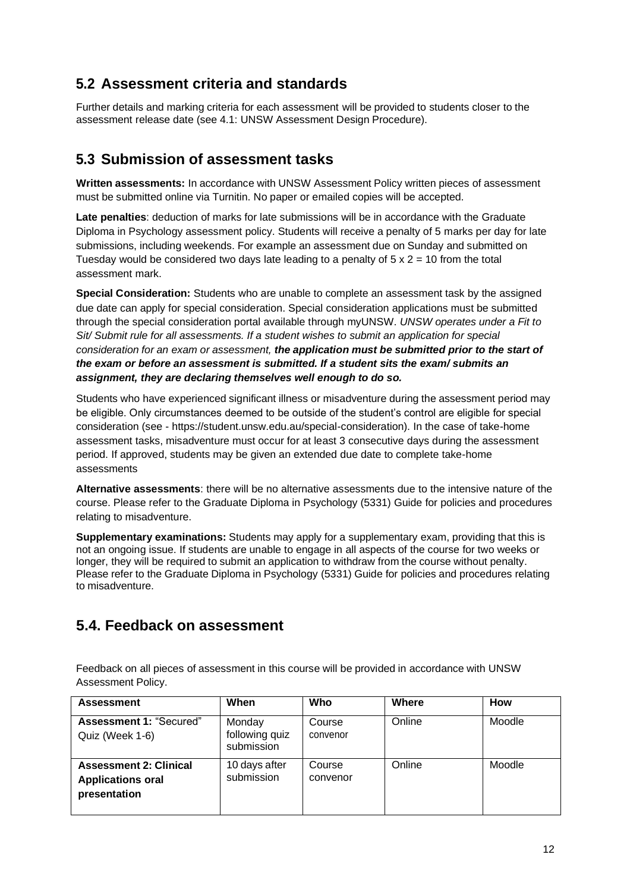## 5.2 Assessment criteria and standards

Further details and marking criteria for each assessment will be provided to students closer to the assessment release date (see 4.1: UNSW Assessment Design Procedure).

## 5.3 Submission of assessment tasks

**Written assessments:** In accordance with UNSW Assessment Policy written pieces of assessment must be submitted online via Turnitin. No paper or emailed copies will be accepted.

**Late penalties**: deduction of marks for late submissions will be in accordance with the Graduate Diploma in Psychology assessment policy. Students will receive a penalty of 5 marks per day for late submissions, including weekends. For example an assessment due on Sunday and submitted on Tuesday would be considered two days late leading to a penalty of 5 x 2 = 10 from the total assessment mark.

**Special Consideration:** Students who are unable to complete an assessment task by the assigned due date can apply for special consideration. Special consideration applications must be submitted through the special consideration portal available through myUNSW. *UNSW operates under a Fit to Sit/ Submit rule for all assessments. If a student wishes to submit an application for special consideration for an exam or assessment,* ***the application must be submitted prior to the start of the exam or before an assessment is submitted. If a student sits the exam/ submits an assignment, they are declaring themselves well enough to do so.***

Students who have experienced significant illness or misadventure during the assessment period may be eligible. Only circumstances deemed to be outside of the student's control are eligible for special consideration (see - https://student.unsw.edu.au/special-consideration). In the case of take-home assessment tasks, misadventure must occur for at least 3 consecutive days during the assessment period. If approved, students may be given an extended due date to complete take-home assessments

**Alternative assessments**: there will be no alternative assessments due to the intensive nature of the course. Please refer to the Graduate Diploma in Psychology (5331) Guide for policies and procedures relating to misadventure.

**Supplementary examinations:** Students may apply for a supplementary exam, providing that this is not an ongoing issue. If students are unable to engage in all aspects of the course for two weeks or longer, they will be required to submit an application to withdraw from the course without penalty. Please refer to the Graduate Diploma in Psychology (5331) Guide for policies and procedures relating to misadventure.

## 5.4. Feedback on assessment

Feedback on all pieces of assessment in this course will be provided in accordance with UNSW Assessment Policy.

| Assessment | When | Who | Where | How |
|---|---|---|---|---|
| **Assessment 1:** "Secured" Quiz (Week 1-6) | Monday following quiz submission | Course convenor | Online | Moodle |
| **Assessment 2: Clinical Applications oral presentation** | 10 days after submission | Course convenor | Online | Moodle |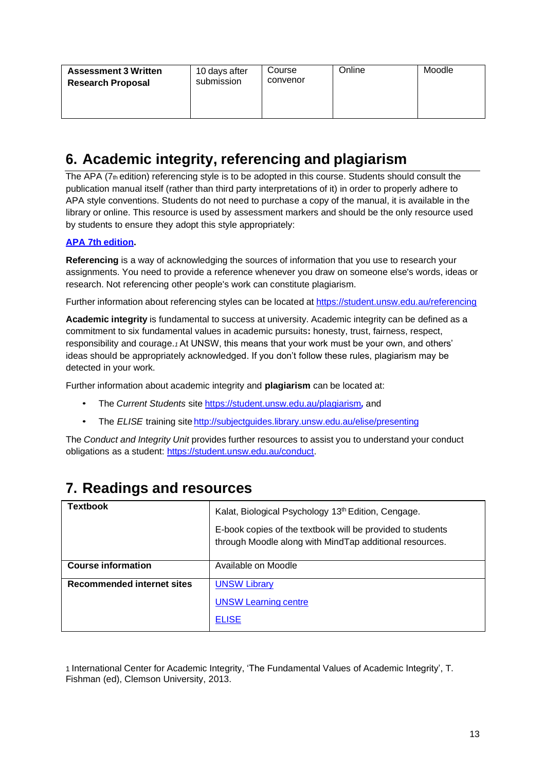| Assessment 3 Written Research Proposal | 10 days after submission | Course convenor | Online | Moodle |
|---|---|---|---|---|

## 6. Academic integrity, referencing and plagiarism

The APA (7th edition) referencing style is to be adopted in this course. Students should consult the publication manual itself (rather than third party interpretations of it) in order to properly adhere to APA style conventions. Students do not need to purchase a copy of the manual, it is available in the library or online. This resource is used by assessment markers and should be the only resource used by students to ensure they adopt this style appropriately:

**APA 7th edition.**

**Referencing** is a way of acknowledging the sources of information that you use to research your assignments. You need to provide a reference whenever you draw on someone else's words, ideas or research. Not referencing other people's work can constitute plagiarism.

Further information about referencing styles can be located at https://student.unsw.edu.au/referencing

**Academic integrity** is fundamental to success at university. Academic integrity can be defined as a commitment to six fundamental values in academic pursuits**:** honesty, trust, fairness, respect, responsibility and courage.[1] At UNSW, this means that your work must be your own, and others' ideas should be appropriately acknowledged. If you don't follow these rules, plagiarism may be detected in your work.

Further information about academic integrity and **plagiarism** can be located at:

- The *Current Students* site https://student.unsw.edu.au/plagiarism*,* and
- The *ELISE* training site http://subjectguides.library.unsw.edu.au/elise/presenting

The *Conduct and Integrity Unit* provides further resources to assist you to understand your conduct obligations as a student: https://student.unsw.edu.au/conduct.

## 7. Readings and resources

| | |
|---|---|
| **Textbook** | Kalat, Biological Psychology 13th Edition, Cengage.<br><br>E-book copies of the textbook will be provided to students through Moodle along with MindTap additional resources. |
| **Course information** | Available on Moodle |
| **Recommended internet sites** | UNSW Library<br><br>UNSW Learning centre<br><br>ELISE |

[1] International Center for Academic Integrity, 'The Fundamental Values of Academic Integrity', T. Fishman (ed), Clemson University, 2013.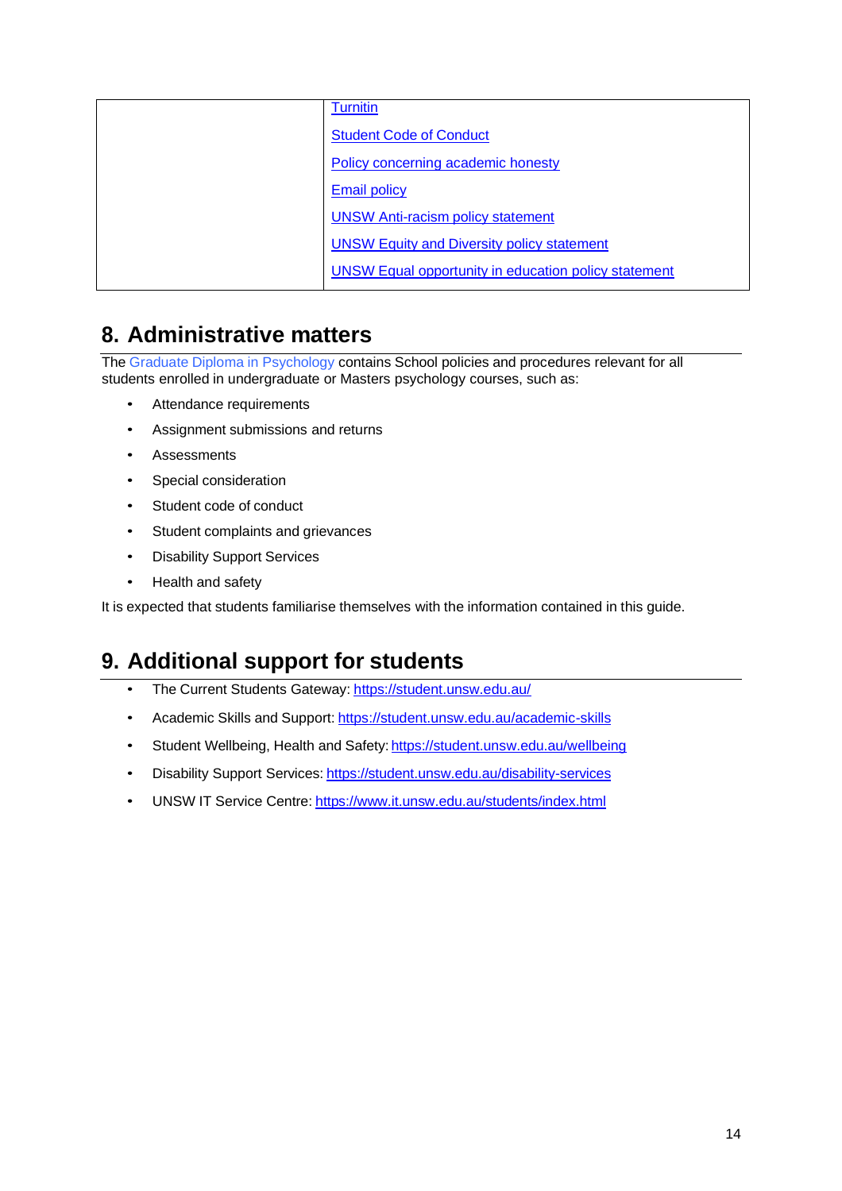| | |
|---|---|
| | Turnitin<br>Student Code of Conduct<br>Policy concerning academic honesty<br>Email policy<br>UNSW Anti-racism policy statement<br>UNSW Equity and Diversity policy statement<br>UNSW Equal opportunity in education policy statement |

## 8. Administrative matters

The Graduate Diploma in Psychology contains School policies and procedures relevant for all students enrolled in undergraduate or Masters psychology courses, such as:

- Attendance requirements
- Assignment submissions and returns
- Assessments
- Special consideration
- Student code of conduct
- Student complaints and grievances
- Disability Support Services
- Health and safety

It is expected that students familiarise themselves with the information contained in this guide.

## 9. Additional support for students

- The Current Students Gateway: https://student.unsw.edu.au/
- Academic Skills and Support: https://student.unsw.edu.au/academic-skills
- Student Wellbeing, Health and Safety: https://student.unsw.edu.au/wellbeing
- Disability Support Services: https://student.unsw.edu.au/disability-services
- UNSW IT Service Centre: https://www.it.unsw.edu.au/students/index.html